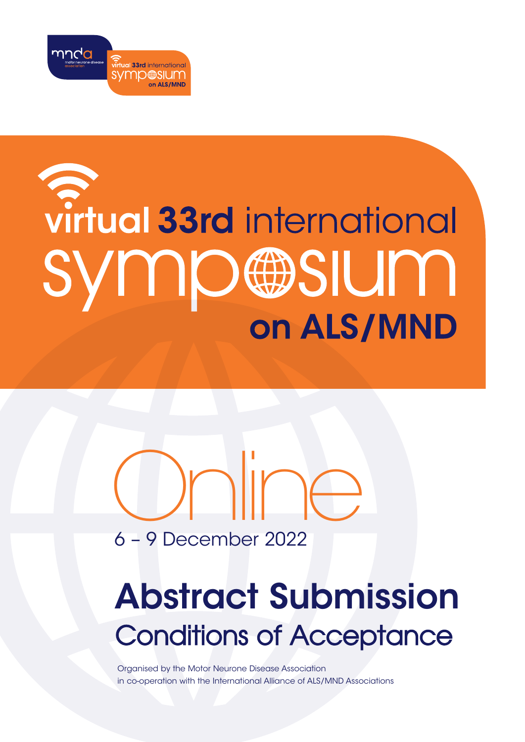mnda motor neurone disease association

virtual 33rd international symposium on ALS/MND

# virtual 33rd international symposium on ALS/MND

Online

6 – 9 December 2022

# Abstract Submission

## Conditions of Acceptance

Organised by the Motor Neurone Disease Association
in co-operation with the International Alliance of ALS/MND Associations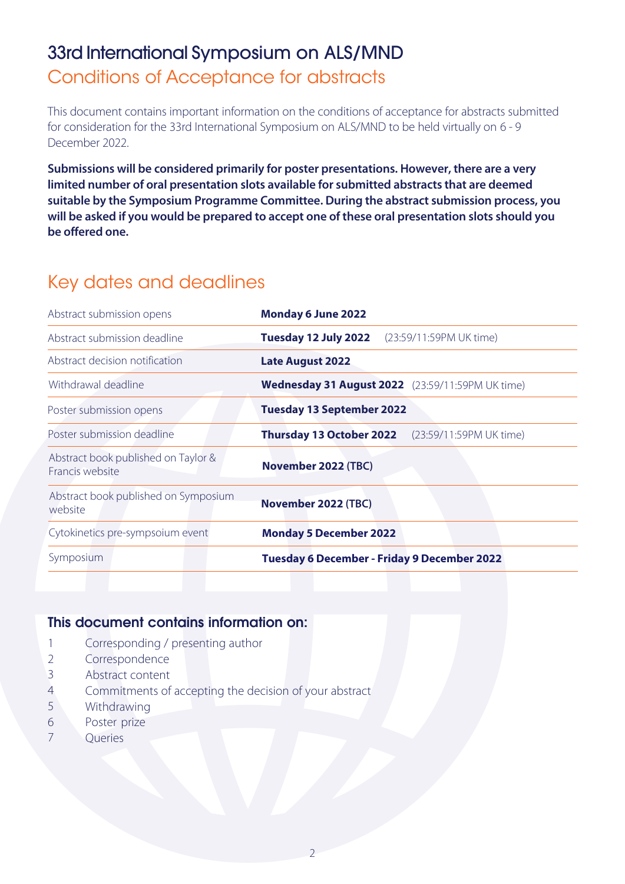# 33rd International Symposium on ALS/MND

## Conditions of Acceptance for abstracts

This document contains important information on the conditions of acceptance for abstracts submitted for consideration for the 33rd International Symposium on ALS/MND to be held virtually on 6 - 9 December 2022.

**Submissions will be considered primarily for poster presentations. However, there are a very limited number of oral presentation slots available for submitted abstracts that are deemed suitable by the Symposium Programme Committee. During the abstract submission process, you will be asked if you would be prepared to accept one of these oral presentation slots should you be offered one.**

## Key dates and deadlines

| | |
|---|---|
| Abstract submission opens | **Monday 6 June 2022** |
| Abstract submission deadline | **Tuesday 12 July 2022** (23:59/11:59PM UK time) |
| Abstract decision notification | **Late August 2022** |
| Withdrawal deadline | **Wednesday 31 August 2022** (23:59/11:59PM UK time) |
| Poster submission opens | **Tuesday 13 September 2022** |
| Poster submission deadline | **Thursday 13 October 2022** (23:59/11:59PM UK time) |
| Abstract book published on Taylor & Francis website | **November 2022 (TBC)** |
| Abstract book published on Symposium website | **November 2022 (TBC)** |
| Cytokinetics pre-sympsoium event | **Monday 5 December 2022** |
| Symposium | **Tuesday 6 December - Friday 9 December 2022** |

### This document contains information on:

1. Corresponding / presenting author
2. Correspondence
3. Abstract content
4. Commitments of accepting the decision of your abstract
5. Withdrawing
6. Poster prize
7. Queries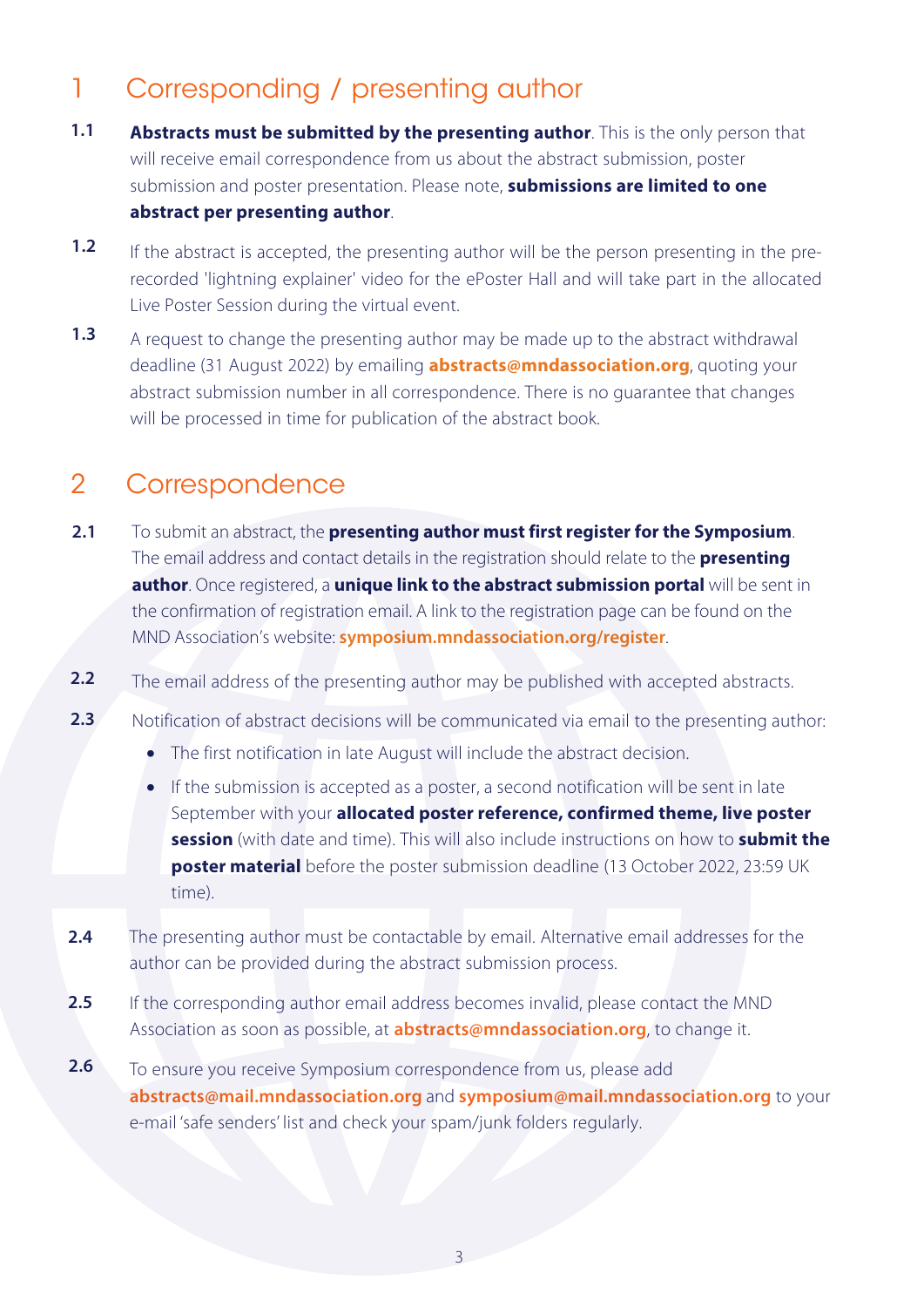## 1 Corresponding / presenting author

**1.1** **Abstracts must be submitted by the presenting author**. This is the only person that will receive email correspondence from us about the abstract submission, poster submission and poster presentation. Please note, **submissions are limited to one abstract per presenting author**.

**1.2** If the abstract is accepted, the presenting author will be the person presenting in the pre-recorded 'lightning explainer' video for the ePoster Hall and will take part in the allocated Live Poster Session during the virtual event.

**1.3** A request to change the presenting author may be made up to the abstract withdrawal deadline (31 August 2022) by emailing **abstracts@mndassociation.org**, quoting your abstract submission number in all correspondence. There is no guarantee that changes will be processed in time for publication of the abstract book.

## 2 Correspondence

**2.1** To submit an abstract, the **presenting author must first register for the Symposium**. The email address and contact details in the registration should relate to the **presenting author**. Once registered, a **unique link to the abstract submission portal** will be sent in the confirmation of registration email. A link to the registration page can be found on the MND Association's website: **symposium.mndassociation.org/register**.

**2.2** The email address of the presenting author may be published with accepted abstracts.

**2.3** Notification of abstract decisions will be communicated via email to the presenting author:

- The first notification in late August will include the abstract decision.
- If the submission is accepted as a poster, a second notification will be sent in late September with your **allocated poster reference, confirmed theme, live poster session** (with date and time). This will also include instructions on how to **submit the poster material** before the poster submission deadline (13 October 2022, 23:59 UK time).

**2.4** The presenting author must be contactable by email. Alternative email addresses for the author can be provided during the abstract submission process.

**2.5** If the corresponding author email address becomes invalid, please contact the MND Association as soon as possible, at **abstracts@mndassociation.org**, to change it.

**2.6** To ensure you receive Symposium correspondence from us, please add **abstracts@mail.mndassociation.org** and **symposium@mail.mndassociation.org** to your e-mail 'safe senders' list and check your spam/junk folders regularly.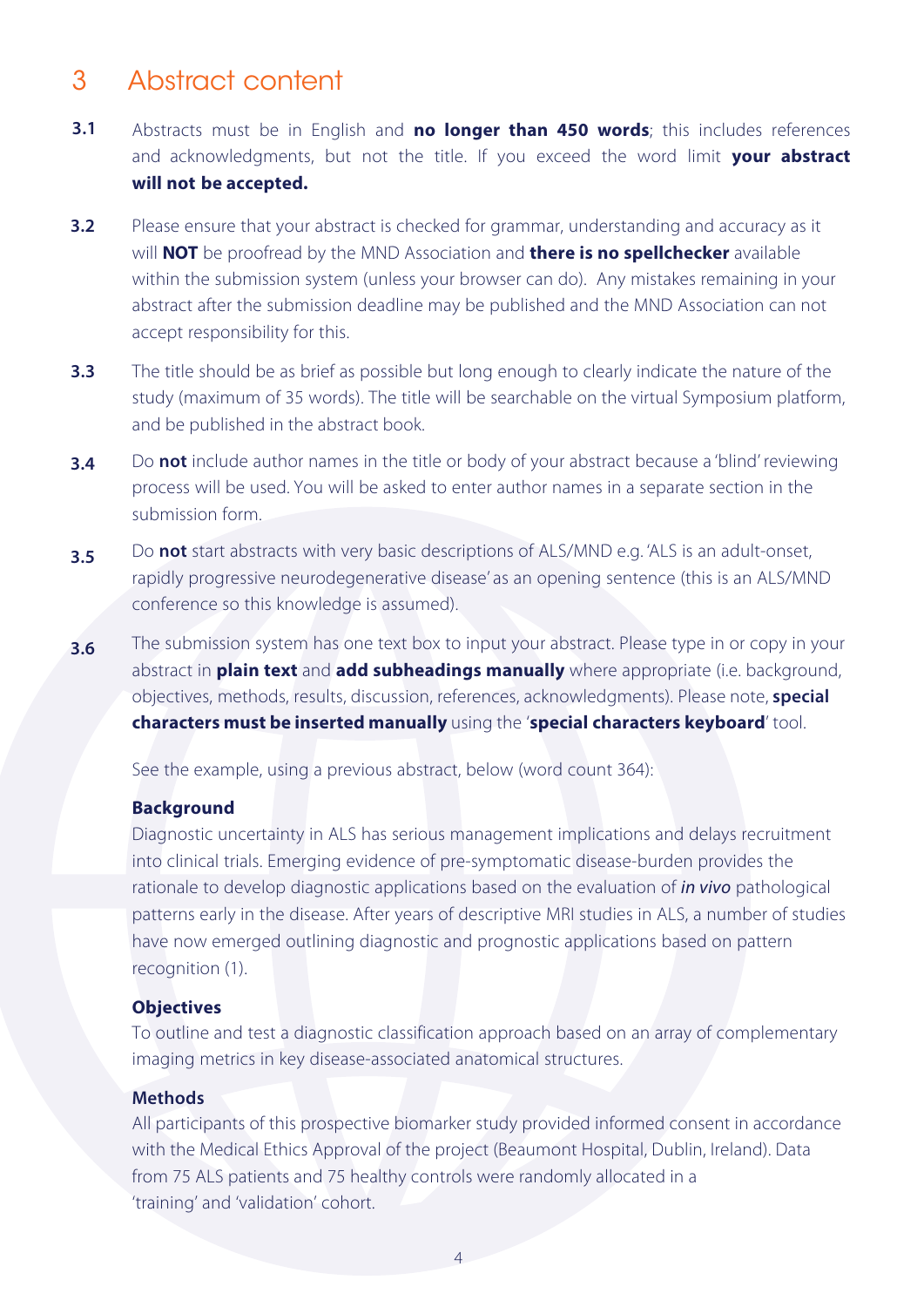## 3 Abstract content

**3.1** Abstracts must be in English and **no longer than 450 words**; this includes references and acknowledgments, but not the title. If you exceed the word limit **your abstract will not be accepted.**

**3.2** Please ensure that your abstract is checked for grammar, understanding and accuracy as it will **NOT** be proofread by the MND Association and **there is no spellchecker** available within the submission system (unless your browser can do). Any mistakes remaining in your abstract after the submission deadline may be published and the MND Association can not accept responsibility for this.

**3.3** The title should be as brief as possible but long enough to clearly indicate the nature of the study (maximum of 35 words). The title will be searchable on the virtual Symposium platform, and be published in the abstract book.

**3.4** Do **not** include author names in the title or body of your abstract because a 'blind' reviewing process will be used. You will be asked to enter author names in a separate section in the submission form.

**3.5** Do **not** start abstracts with very basic descriptions of ALS/MND e.g. 'ALS is an adult-onset, rapidly progressive neurodegenerative disease' as an opening sentence (this is an ALS/MND conference so this knowledge is assumed).

**3.6** The submission system has one text box to input your abstract. Please type in or copy in your abstract in **plain text** and **add subheadings manually** where appropriate (i.e. background, objectives, methods, results, discussion, references, acknowledgments). Please note, **special characters must be inserted manually** using the '**special characters keyboard**' tool.

See the example, using a previous abstract, below (word count 364):

**Background**
Diagnostic uncertainty in ALS has serious management implications and delays recruitment into clinical trials. Emerging evidence of pre-symptomatic disease-burden provides the rationale to develop diagnostic applications based on the evaluation of ***in vivo*** pathological patterns early in the disease. After years of descriptive MRI studies in ALS, a number of studies have now emerged outlining diagnostic and prognostic applications based on pattern recognition (1).

**Objectives**
To outline and test a diagnostic classification approach based on an array of complementary imaging metrics in key disease-associated anatomical structures.

**Methods**
All participants of this prospective biomarker study provided informed consent in accordance with the Medical Ethics Approval of the project (Beaumont Hospital, Dublin, Ireland). Data from 75 ALS patients and 75 healthy controls were randomly allocated in a 'training' and 'validation' cohort.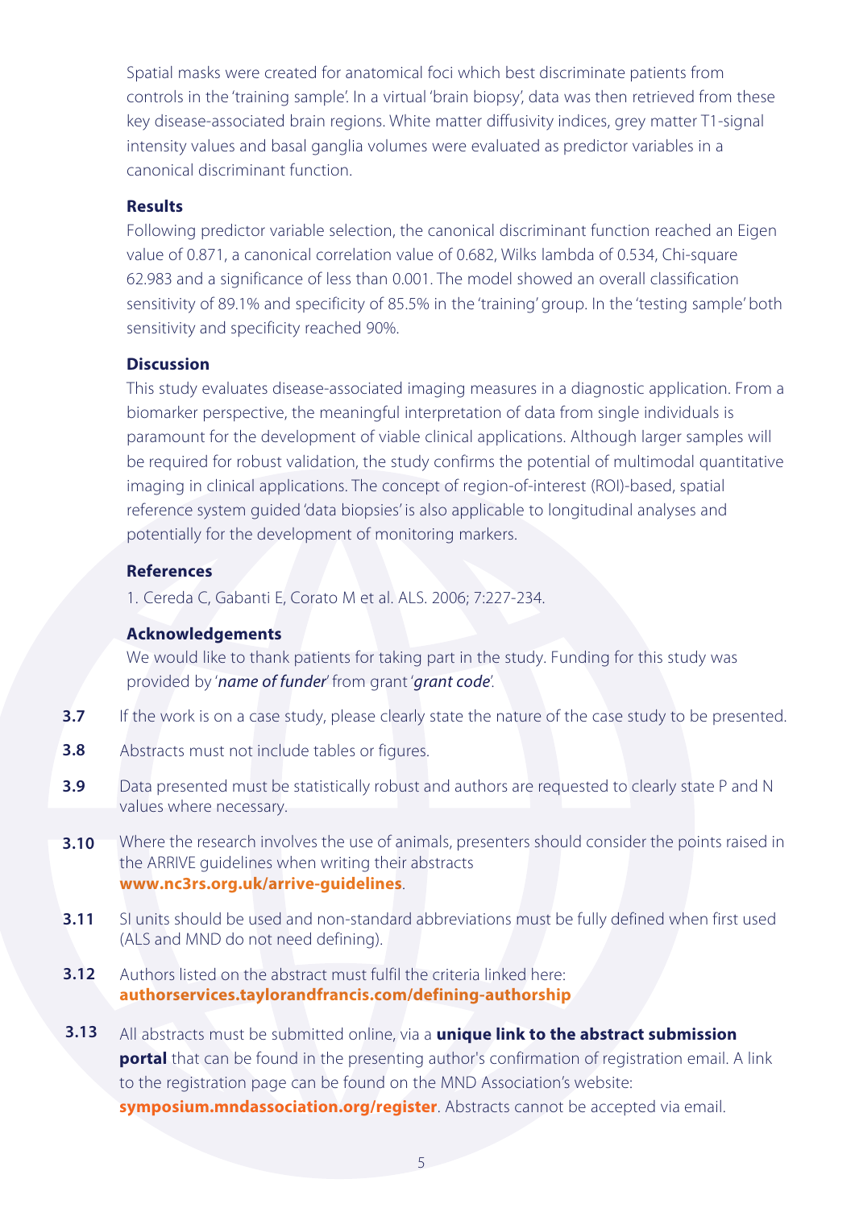Spatial masks were created for anatomical foci which best discriminate patients from controls in the 'training sample'. In a virtual 'brain biopsy', data was then retrieved from these key disease-associated brain regions. White matter diffusivity indices, grey matter T1-signal intensity values and basal ganglia volumes were evaluated as predictor variables in a canonical discriminant function.

**Results**

Following predictor variable selection, the canonical discriminant function reached an Eigen value of 0.871, a canonical correlation value of 0.682, Wilks lambda of 0.534, Chi-square 62.983 and a significance of less than 0.001. The model showed an overall classification sensitivity of 89.1% and specificity of 85.5% in the 'training' group. In the 'testing sample' both sensitivity and specificity reached 90%.

**Discussion**

This study evaluates disease-associated imaging measures in a diagnostic application. From a biomarker perspective, the meaningful interpretation of data from single individuals is paramount for the development of viable clinical applications. Although larger samples will be required for robust validation, the study confirms the potential of multimodal quantitative imaging in clinical applications. The concept of region-of-interest (ROI)-based, spatial reference system guided 'data biopsies' is also applicable to longitudinal analyses and potentially for the development of monitoring markers.

**References**

1. Cereda C, Gabanti E, Corato M et al. ALS. 2006; 7:227-234.

**Acknowledgements**

We would like to thank patients for taking part in the study. Funding for this study was provided by '*name of funder*' from grant '*grant code*'.

**3.7** If the work is on a case study, please clearly state the nature of the case study to be presented.

**3.8** Abstracts must not include tables or figures.

**3.9** Data presented must be statistically robust and authors are requested to clearly state P and N values where necessary.

**3.10** Where the research involves the use of animals, presenters should consider the points raised in the ARRIVE guidelines when writing their abstracts **www.nc3rs.org.uk/arrive-guidelines**.

**3.11** SI units should be used and non-standard abbreviations must be fully defined when first used (ALS and MND do not need defining).

**3.12** Authors listed on the abstract must fulfil the criteria linked here: **authorservices.taylorandfrancis.com/defining-authorship**

**3.13** All abstracts must be submitted online, via a **unique link to the abstract submission portal** that can be found in the presenting author's confirmation of registration email. A link to the registration page can be found on the MND Association's website: **symposium.mndassociation.org/register**. Abstracts cannot be accepted via email.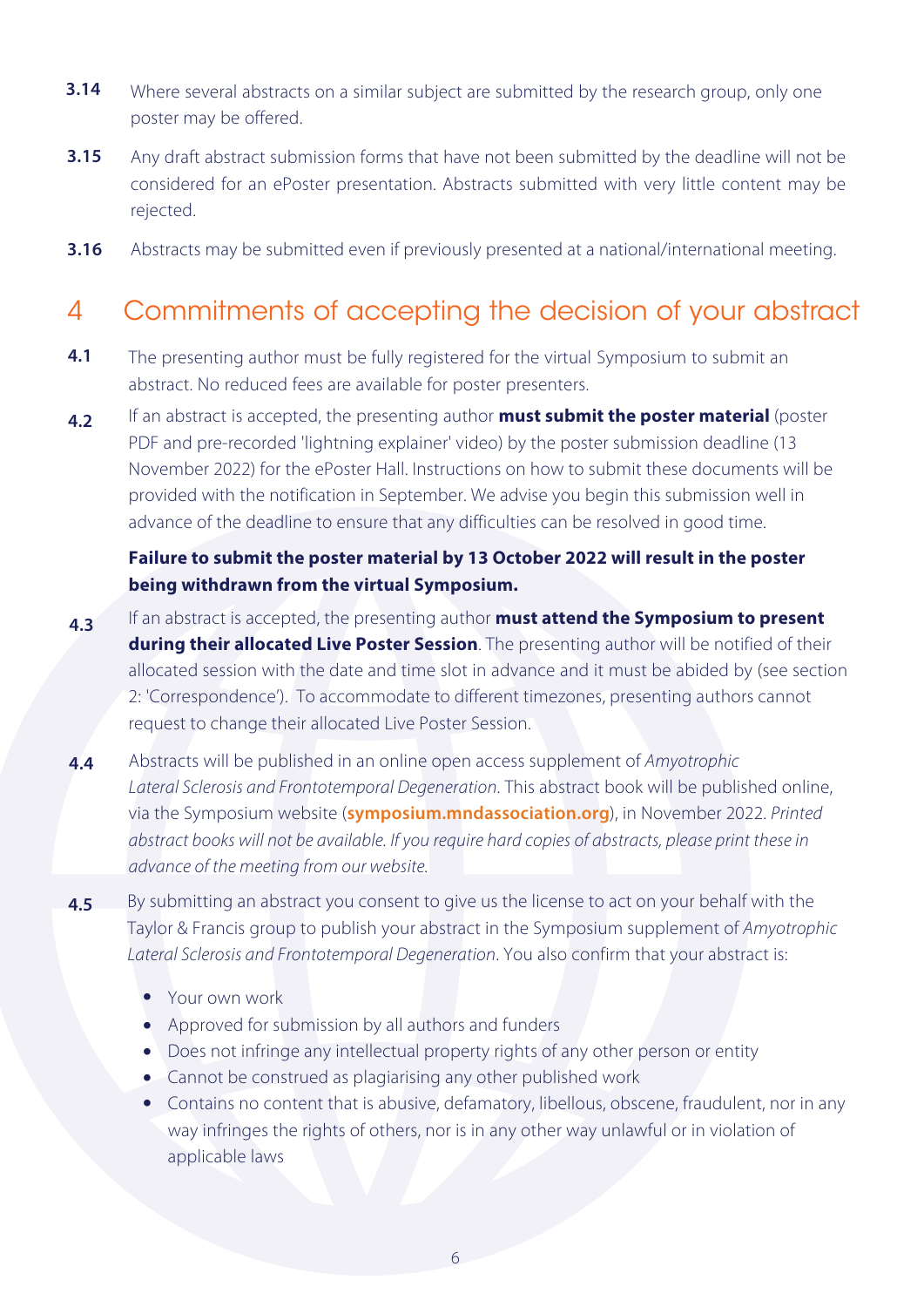**3.14** Where several abstracts on a similar subject are submitted by the research group, only one poster may be offered.

**3.15** Any draft abstract submission forms that have not been submitted by the deadline will not be considered for an ePoster presentation. Abstracts submitted with very little content may be rejected.

**3.16** Abstracts may be submitted even if previously presented at a national/international meeting.

## 4 Commitments of accepting the decision of your abstract

**4.1** The presenting author must be fully registered for the virtual Symposium to submit an abstract. No reduced fees are available for poster presenters.

**4.2** If an abstract is accepted, the presenting author **must submit the poster material** (poster PDF and pre-recorded 'lightning explainer' video) by the poster submission deadline (13 November 2022) for the ePoster Hall. Instructions on how to submit these documents will be provided with the notification in September. We advise you begin this submission well in advance of the deadline to ensure that any difficulties can be resolved in good time.

**Failure to submit the poster material by 13 October 2022 will result in the poster being withdrawn from the virtual Symposium.**

**4.3** If an abstract is accepted, the presenting author **must attend the Symposium to present during their allocated Live Poster Session**. The presenting author will be notified of their allocated session with the date and time slot in advance and it must be abided by (see section 2: 'Correspondence'). To accommodate to different timezones, presenting authors cannot request to change their allocated Live Poster Session.

**4.4** Abstracts will be published in an online open access supplement of *Amyotrophic Lateral Sclerosis and Frontotemporal Degeneration*. This abstract book will be published online, via the Symposium website (**symposium.mndassociation.org**), in November 2022. *Printed abstract books will not be available. If you require hard copies of abstracts, please print these in advance of the meeting from our website.*

**4.5** By submitting an abstract you consent to give us the license to act on your behalf with the Taylor & Francis group to publish your abstract in the Symposium supplement of *Amyotrophic Lateral Sclerosis and Frontotemporal Degeneration*. You also confirm that your abstract is:

- Your own work
- Approved for submission by all authors and funders
- Does not infringe any intellectual property rights of any other person or entity
- Cannot be construed as plagiarising any other published work
- Contains no content that is abusive, defamatory, libellous, obscene, fraudulent, nor in any way infringes the rights of others, nor is in any other way unlawful or in violation of applicable laws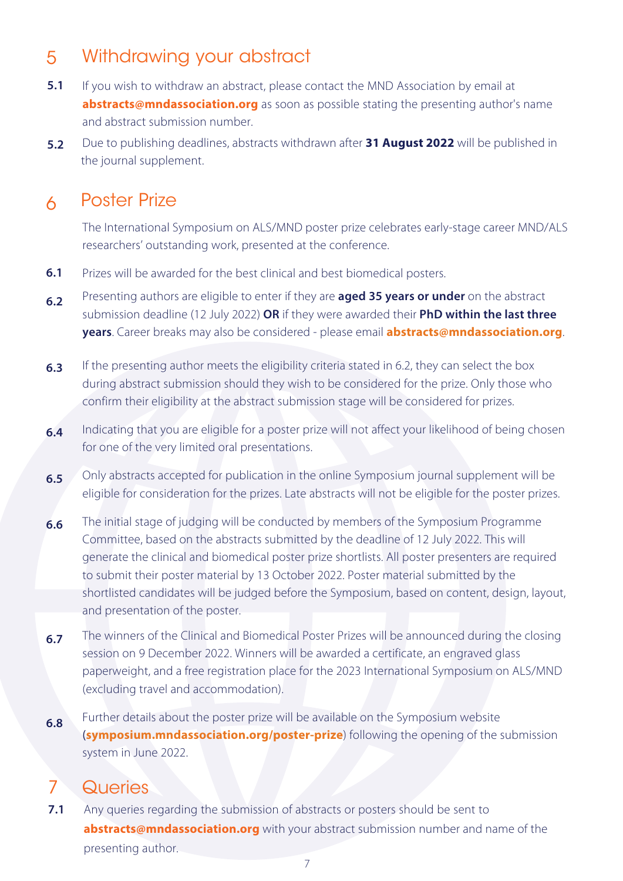## 5 Withdrawing your abstract

**5.1** If you wish to withdraw an abstract, please contact the MND Association by email at **abstracts@mndassociation.org** as soon as possible stating the presenting author's name and abstract submission number.

**5.2** Due to publishing deadlines, abstracts withdrawn after **31 August 2022** will be published in the journal supplement.

## 6 Poster Prize

The International Symposium on ALS/MND poster prize celebrates early-stage career MND/ALS researchers' outstanding work, presented at the conference.

**6.1** Prizes will be awarded for the best clinical and best biomedical posters.

**6.2** Presenting authors are eligible to enter if they are **aged 35 years or under** on the abstract submission deadline (12 July 2022) **OR** if they were awarded their **PhD within the last three years**. Career breaks may also be considered - please email **abstracts@mndassociation.org**.

**6.3** If the presenting author meets the eligibility criteria stated in 6.2, they can select the box during abstract submission should they wish to be considered for the prize. Only those who confirm their eligibility at the abstract submission stage will be considered for prizes.

**6.4** Indicating that you are eligible for a poster prize will not affect your likelihood of being chosen for one of the very limited oral presentations.

**6.5** Only abstracts accepted for publication in the online Symposium journal supplement will be eligible for consideration for the prizes. Late abstracts will not be eligible for the poster prizes.

**6.6** The initial stage of judging will be conducted by members of the Symposium Programme Committee, based on the abstracts submitted by the deadline of 12 July 2022. This will generate the clinical and biomedical poster prize shortlists. All poster presenters are required to submit their poster material by 13 October 2022. Poster material submitted by the shortlisted candidates will be judged before the Symposium, based on content, design, layout, and presentation of the poster.

**6.7** The winners of the Clinical and Biomedical Poster Prizes will be announced during the closing session on 9 December 2022. Winners will be awarded a certificate, an engraved glass paperweight, and a free registration place for the 2023 International Symposium on ALS/MND (excluding travel and accommodation).

**6.8** Further details about the poster prize will be available on the Symposium website (**symposium.mndassociation.org/poster-prize**) following the opening of the submission system in June 2022.

## 7 Queries

**7.1** Any queries regarding the submission of abstracts or posters should be sent to **abstracts@mndassociation.org** with your abstract submission number and name of the presenting author.